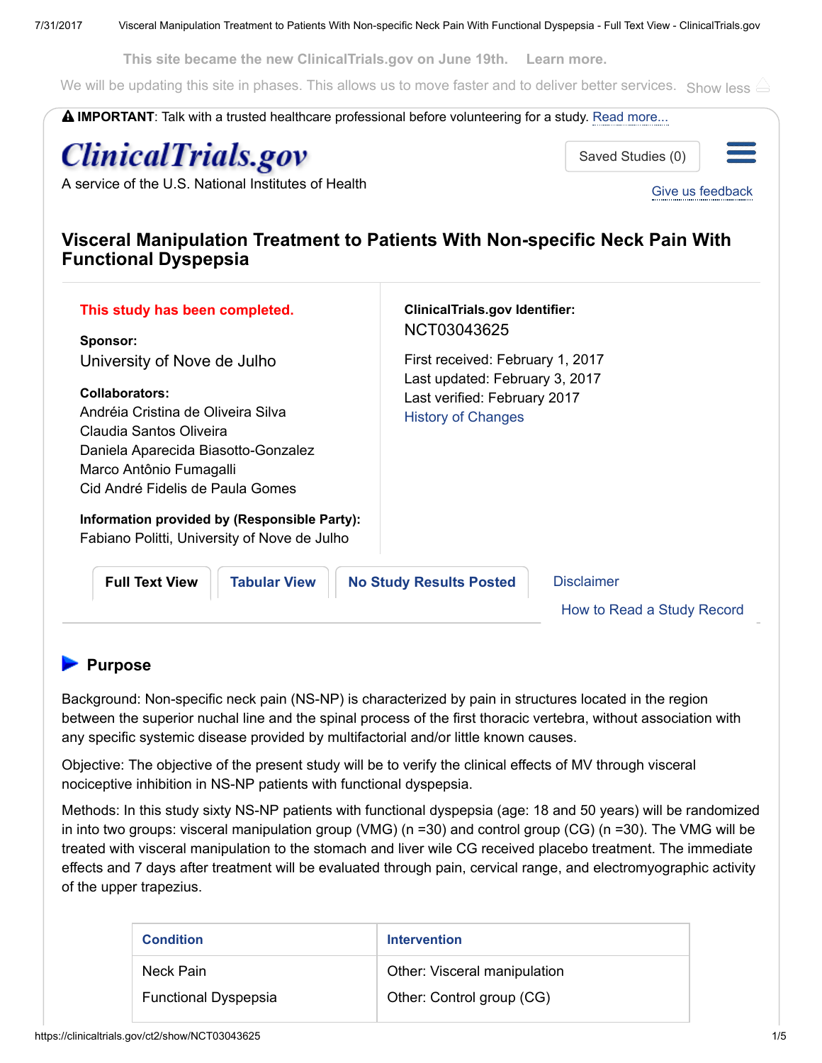This site became the new ClinicalTrials.gov on June 19th. Learn more.

We will be updating this site in phases. This allows us to move faster and to deliver better services. Show less

**IMPORTANT**: Talk with a trusted healthcare professional before volunteering for a study. Read more...

ClinicalTrials.gov

A service of the U.S. National Institutes of Health

Saved Studies (0)

Give us feedback

# Visceral Manipulation Treatment to Patients With Non-specific Neck Pain With Functional Dyspepsia

**This study has been completed.**

**Sponsor:**
University of Nove de Julho

**Collaborators:**
Andréia Cristina de Oliveira Silva
Claudia Santos Oliveira
Daniela Aparecida Biasotto-Gonzalez
Marco Antônio Fumagalli
Cid André Fidelis de Paula Gomes

**Information provided by (Responsible Party):**
Fabiano Politti, University of Nove de Julho

**ClinicalTrials.gov Identifier:**
NCT03043625

First received: February 1, 2017
Last updated: February 3, 2017
Last verified: February 2017
History of Changes

Full Text View | Tabular View | No Study Results Posted | Disclaimer | How to Read a Study Record

## Purpose

Background: Non-specific neck pain (NS-NP) is characterized by pain in structures located in the region between the superior nuchal line and the spinal process of the first thoracic vertebra, without association with any specific systemic disease provided by multifactorial and/or little known causes.

Objective: The objective of the present study will be to verify the clinical effects of MV through visceral nociceptive inhibition in NS-NP patients with functional dyspepsia.

Methods: In this study sixty NS-NP patients with functional dyspepsia (age: 18 and 50 years) will be randomized in into two groups: visceral manipulation group (VMG) (n =30) and control group (CG) (n =30). The VMG will be treated with visceral manipulation to the stomach and liver wile CG received placebo treatment. The immediate effects and 7 days after treatment will be evaluated through pain, cervical range, and electromyographic activity of the upper trapezius.

| Condition | Intervention |
| --- | --- |
| Neck Pain | Other: Visceral manipulation |
| Functional Dyspepsia | Other: Control group (CG) |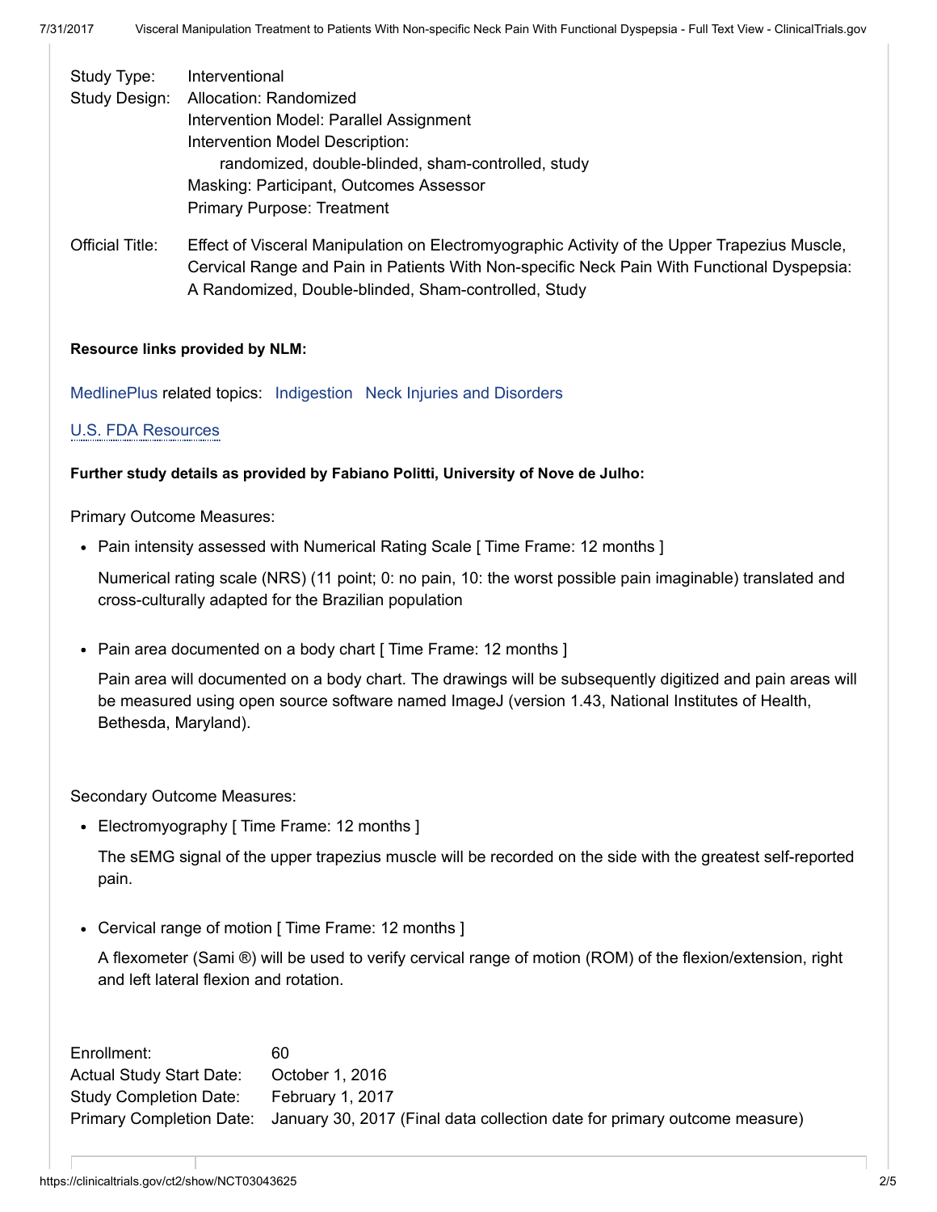| | |
|---|---|
| Study Type: | Interventional |
| Study Design: | Allocation: Randomized<br>Intervention Model: Parallel Assignment<br>Intervention Model Description:<br>randomized, double-blinded, sham-controlled, study<br>Masking: Participant, Outcomes Assessor<br>Primary Purpose: Treatment |
| Official Title: | Effect of Visceral Manipulation on Electromyographic Activity of the Upper Trapezius Muscle, Cervical Range and Pain in Patients With Non-specific Neck Pain With Functional Dyspepsia: A Randomized, Double-blinded, Sham-controlled, Study |

**Resource links provided by NLM:**

MedlinePlus related topics: Indigestion Neck Injuries and Disorders

U.S. FDA Resources

**Further study details as provided by Fabiano Politti, University of Nove de Julho:**

Primary Outcome Measures:

- Pain intensity assessed with Numerical Rating Scale [ Time Frame: 12 months ]

  Numerical rating scale (NRS) (11 point; 0: no pain, 10: the worst possible pain imaginable) translated and cross-culturally adapted for the Brazilian population

- Pain area documented on a body chart [ Time Frame: 12 months ]

  Pain area will documented on a body chart. The drawings will be subsequently digitized and pain areas will be measured using open source software named ImageJ (version 1.43, National Institutes of Health, Bethesda, Maryland).

Secondary Outcome Measures:

- Electromyography [ Time Frame: 12 months ]

  The sEMG signal of the upper trapezius muscle will be recorded on the side with the greatest self-reported pain.

- Cervical range of motion [ Time Frame: 12 months ]

  A flexometer (Sami ®) will be used to verify cervical range of motion (ROM) of the flexion/extension, right and left lateral flexion and rotation.

| | |
|---|---|
| Enrollment: | 60 |
| Actual Study Start Date: | October 1, 2016 |
| Study Completion Date: | February 1, 2017 |
| Primary Completion Date: | January 30, 2017 (Final data collection date for primary outcome measure) |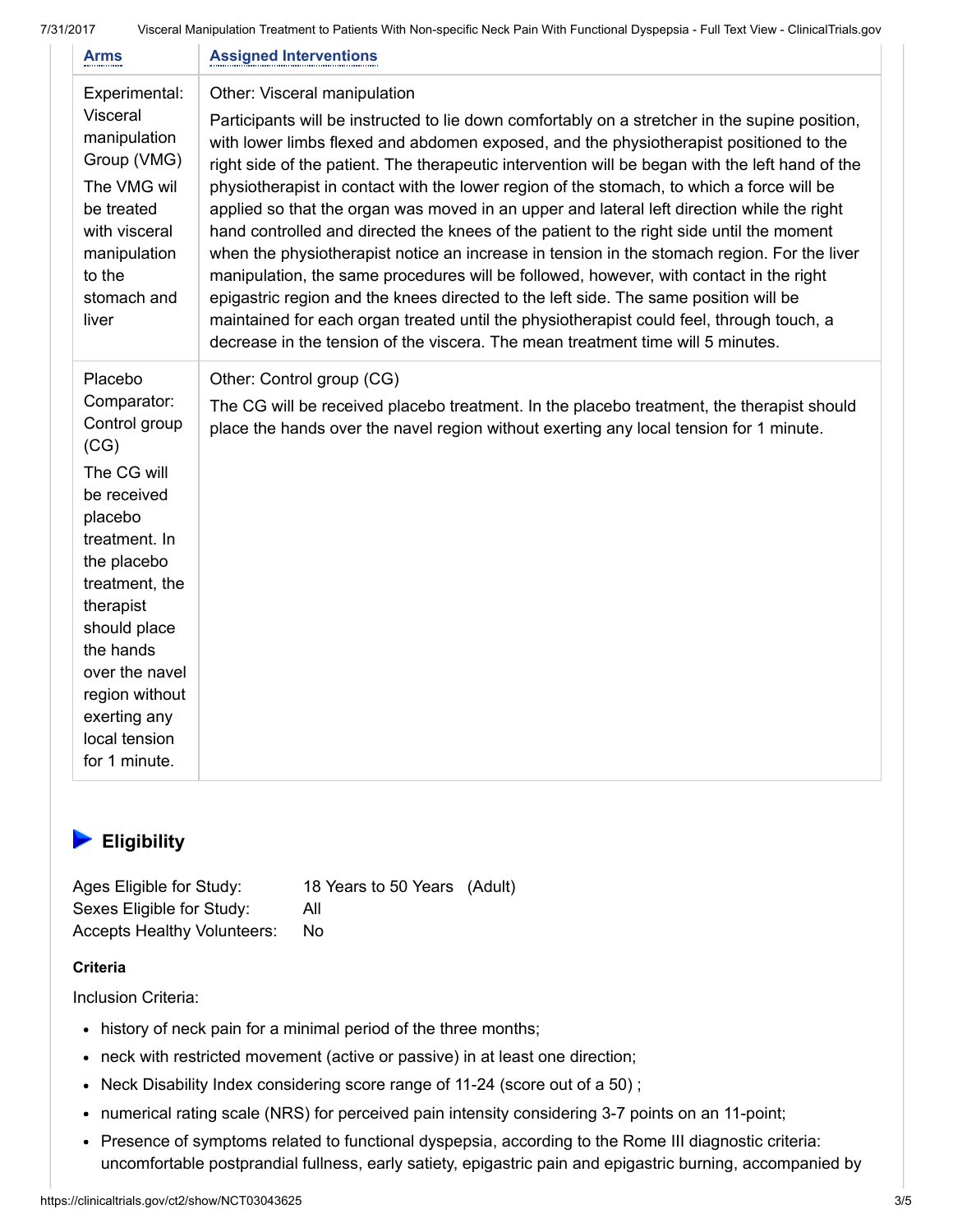| Arms | Assigned Interventions |
| --- | --- |
| Experimental: Visceral manipulation Group (VMG) The VMG wil be treated with visceral manipulation to the stomach and liver | Other: Visceral manipulation Participants will be instructed to lie down comfortably on a stretcher in the supine position, with lower limbs flexed and abdomen exposed, and the physiotherapist positioned to the right side of the patient. The therapeutic intervention will be began with the left hand of the physiotherapist in contact with the lower region of the stomach, to which a force will be applied so that the organ was moved in an upper and lateral left direction while the right hand controlled and directed the knees of the patient to the right side until the moment when the physiotherapist notice an increase in tension in the stomach region. For the liver manipulation, the same procedures will be followed, however, with contact in the right epigastric region and the knees directed to the left side. The same position will be maintained for each organ treated until the physiotherapist could feel, through touch, a decrease in the tension of the viscera. The mean treatment time will 5 minutes. |
| Placebo Comparator: Control group (CG) The CG will be received placebo treatment. In the placebo treatment, the therapist should place the hands over the navel region without exerting any local tension for 1 minute. | Other: Control group (CG) The CG will be received placebo treatment. In the placebo treatment, the therapist should place the hands over the navel region without exerting any local tension for 1 minute. |

## Eligibility

| | |
| --- | --- |
| Ages Eligible for Study: | 18 Years to 50 Years (Adult) |
| Sexes Eligible for Study: | All |
| Accepts Healthy Volunteers: | No |

**Criteria**

Inclusion Criteria:

- history of neck pain for a minimal period of the three months;
- neck with restricted movement (active or passive) in at least one direction;
- Neck Disability Index considering score range of 11-24 (score out of a 50) ;
- numerical rating scale (NRS) for perceived pain intensity considering 3-7 points on an 11-point;
- Presence of symptoms related to functional dyspepsia, according to the Rome III diagnostic criteria: uncomfortable postprandial fullness, early satiety, epigastric pain and epigastric burning, accompanied by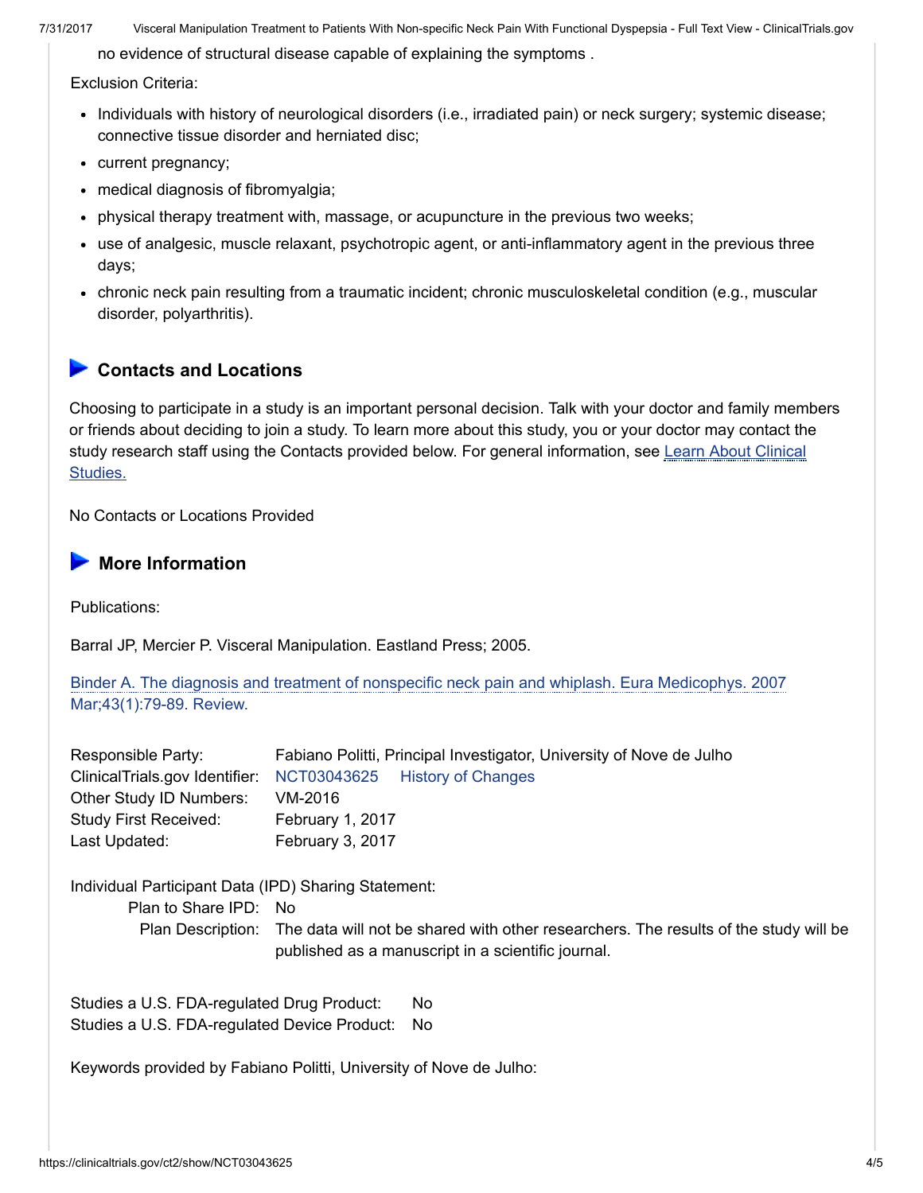no evidence of structural disease capable of explaining the symptoms .

Exclusion Criteria:

- Individuals with history of neurological disorders (i.e., irradiated pain) or neck surgery; systemic disease; connective tissue disorder and herniated disc;
- current pregnancy;
- medical diagnosis of fibromyalgia;
- physical therapy treatment with, massage, or acupuncture in the previous two weeks;
- use of analgesic, muscle relaxant, psychotropic agent, or anti-inflammatory agent in the previous three days;
- chronic neck pain resulting from a traumatic incident; chronic musculoskeletal condition (e.g., muscular disorder, polyarthritis).

## Contacts and Locations

Choosing to participate in a study is an important personal decision. Talk with your doctor and family members or friends about deciding to join a study. To learn more about this study, you or your doctor may contact the study research staff using the Contacts provided below. For general information, see Learn About Clinical Studies.

No Contacts or Locations Provided

## More Information

Publications:

Barral JP, Mercier P. Visceral Manipulation. Eastland Press; 2005.

Binder A. The diagnosis and treatment of nonspecific neck pain and whiplash. Eura Medicophys. 2007 Mar;43(1):79-89. Review.

Responsible Party: Fabiano Politti, Principal Investigator, University of Nove de Julho
ClinicalTrials.gov Identifier: NCT03043625 History of Changes
Other Study ID Numbers: VM-2016
Study First Received: February 1, 2017
Last Updated: February 3, 2017

Individual Participant Data (IPD) Sharing Statement:
Plan to Share IPD: No
Plan Description: The data will not be shared with other researchers. The results of the study will be published as a manuscript in a scientific journal.

Studies a U.S. FDA-regulated Drug Product: No
Studies a U.S. FDA-regulated Device Product: No

Keywords provided by Fabiano Politti, University of Nove de Julho: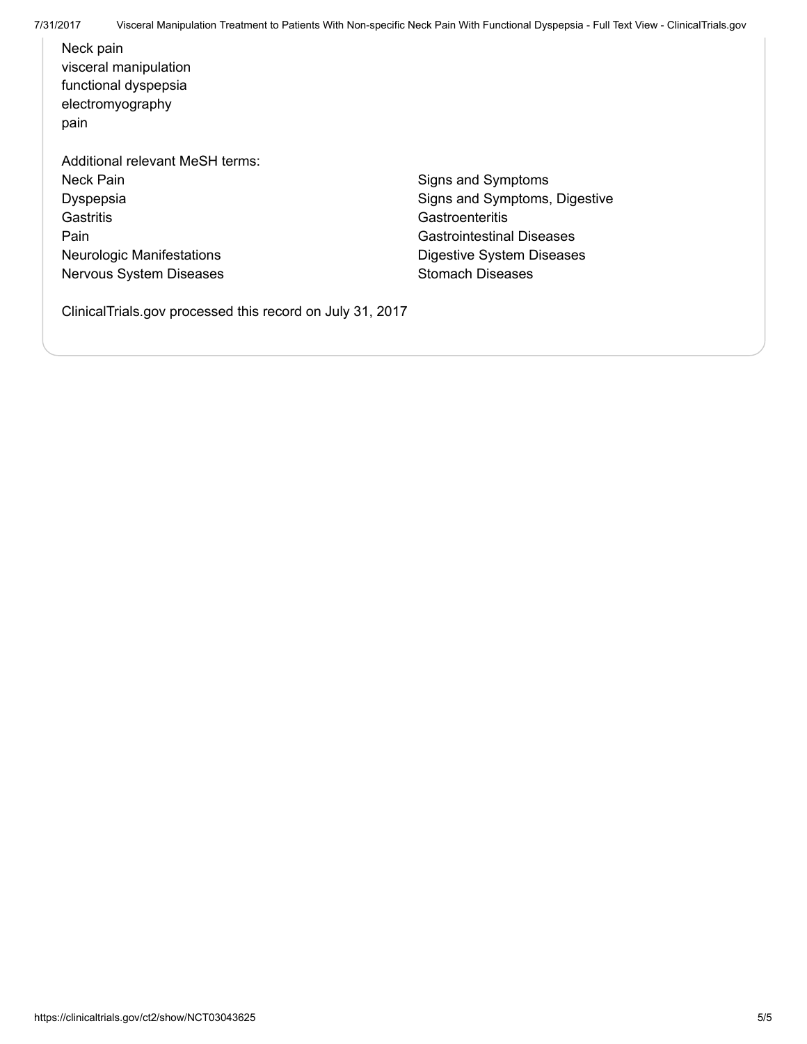Neck pain
visceral manipulation
functional dyspepsia
electromyography
pain

Additional relevant MeSH terms:

Neck Pain
Dyspepsia
Gastritis
Pain
Neurologic Manifestations
Nervous System Diseases
Signs and Symptoms
Signs and Symptoms, Digestive
Gastroenteritis
Gastrointestinal Diseases
Digestive System Diseases
Stomach Diseases

ClinicalTrials.gov processed this record on July 31, 2017